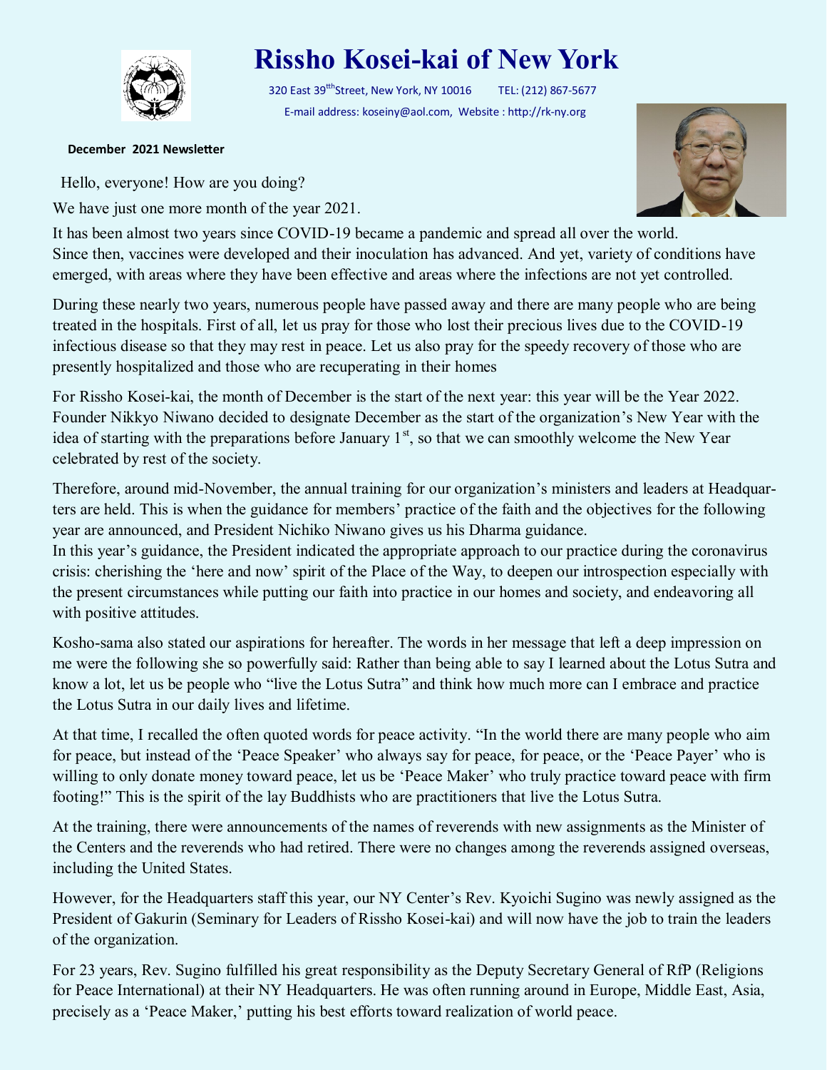# Rissho Kosei-kai of New York

320 East 39[tth]Street, New York, NY 10016  TEL: (212) 867-5677

E-mail address: koseiny@aol.com, Website : http://rk-ny.org

**December 2021 Newsletter**

Hello, everyone! How are you doing?

We have just one more month of the year 2021.

It has been almost two years since COVID-19 became a pandemic and spread all over the world. Since then, vaccines were developed and their inoculation has advanced. And yet, variety of conditions have emerged, with areas where they have been effective and areas where the infections are not yet controlled.

During these nearly two years, numerous people have passed away and there are many people who are being treated in the hospitals. First of all, let us pray for those who lost their precious lives due to the COVID-19 infectious disease so that they may rest in peace. Let us also pray for the speedy recovery of those who are presently hospitalized and those who are recuperating in their homes

For Rissho Kosei-kai, the month of December is the start of the next year: this year will be the Year 2022. Founder Nikkyo Niwano decided to designate December as the start of the organization's New Year with the idea of starting with the preparations before January 1[st], so that we can smoothly welcome the New Year celebrated by rest of the society.

Therefore, around mid-November, the annual training for our organization's ministers and leaders at Headquarters are held. This is when the guidance for members' practice of the faith and the objectives for the following year are announced, and President Nichiko Niwano gives us his Dharma guidance.

In this year's guidance, the President indicated the appropriate approach to our practice during the coronavirus crisis: cherishing the 'here and now' spirit of the Place of the Way, to deepen our introspection especially with the present circumstances while putting our faith into practice in our homes and society, and endeavoring all with positive attitudes.

Kosho-sama also stated our aspirations for hereafter. The words in her message that left a deep impression on me were the following she so powerfully said: Rather than being able to say I learned about the Lotus Sutra and know a lot, let us be people who "live the Lotus Sutra" and think how much more can I embrace and practice the Lotus Sutra in our daily lives and lifetime.

At that time, I recalled the often quoted words for peace activity. "In the world there are many people who aim for peace, but instead of the 'Peace Speaker' who always say for peace, for peace, or the 'Peace Payer' who is willing to only donate money toward peace, let us be 'Peace Maker' who truly practice toward peace with firm footing!" This is the spirit of the lay Buddhists who are practitioners that live the Lotus Sutra.

At the training, there were announcements of the names of reverends with new assignments as the Minister of the Centers and the reverends who had retired. There were no changes among the reverends assigned overseas, including the United States.

However, for the Headquarters staff this year, our NY Center's Rev. Kyoichi Sugino was newly assigned as the President of Gakurin (Seminary for Leaders of Rissho Kosei-kai) and will now have the job to train the leaders of the organization.

For 23 years, Rev. Sugino fulfilled his great responsibility as the Deputy Secretary General of RfP (Religions for Peace International) at their NY Headquarters. He was often running around in Europe, Middle East, Asia, precisely as a 'Peace Maker,' putting his best efforts toward realization of world peace.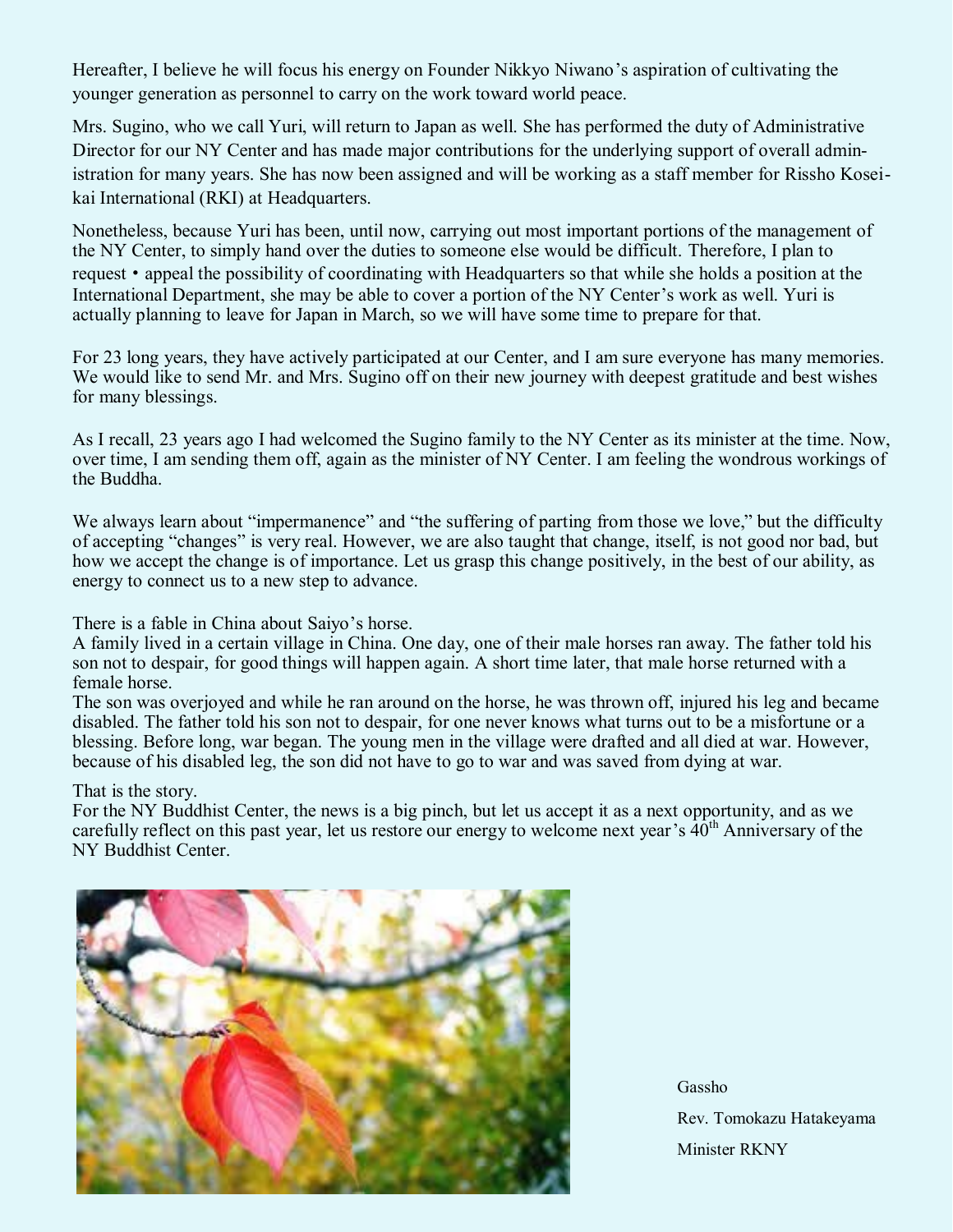Hereafter, I believe he will focus his energy on Founder Nikkyo Niwano's aspiration of cultivating the younger generation as personnel to carry on the work toward world peace.

Mrs. Sugino, who we call Yuri, will return to Japan as well. She has performed the duty of Administrative Director for our NY Center and has made major contributions for the underlying support of overall administration for many years. She has now been assigned and will be working as a staff member for Rissho Kosei-kai International (RKI) at Headquarters.

Nonetheless, because Yuri has been, until now, carrying out most important portions of the management of the NY Center, to simply hand over the duties to someone else would be difficult. Therefore, I plan to request • appeal the possibility of coordinating with Headquarters so that while she holds a position at the International Department, she may be able to cover a portion of the NY Center's work as well. Yuri is actually planning to leave for Japan in March, so we will have some time to prepare for that.

For 23 long years, they have actively participated at our Center, and I am sure everyone has many memories. We would like to send Mr. and Mrs. Sugino off on their new journey with deepest gratitude and best wishes for many blessings.

As I recall, 23 years ago I had welcomed the Sugino family to the NY Center as its minister at the time. Now, over time, I am sending them off, again as the minister of NY Center. I am feeling the wondrous workings of the Buddha.

We always learn about "impermanence" and "the suffering of parting from those we love," but the difficulty of accepting "changes" is very real. However, we are also taught that change, itself, is not good nor bad, but how we accept the change is of importance. Let us grasp this change positively, in the best of our ability, as energy to connect us to a new step to advance.

There is a fable in China about Saiyo's horse.
A family lived in a certain village in China. One day, one of their male horses ran away. The father told his son not to despair, for good things will happen again. A short time later, that male horse returned with a female horse.
The son was overjoyed and while he ran around on the horse, he was thrown off, injured his leg and became disabled. The father told his son not to despair, for one never knows what turns out to be a misfortune or a blessing. Before long, war began. The young men in the village were drafted and all died at war. However, because of his disabled leg, the son did not have to go to war and was saved from dying at war.

That is the story.
For the NY Buddhist Center, the news is a big pinch, but let us accept it as a next opportunity, and as we carefully reflect on this past year, let us restore our energy to welcome next year's 40th Anniversary of the NY Buddhist Center.

Gassho

Rev. Tomokazu Hatakeyama

Minister RKNY